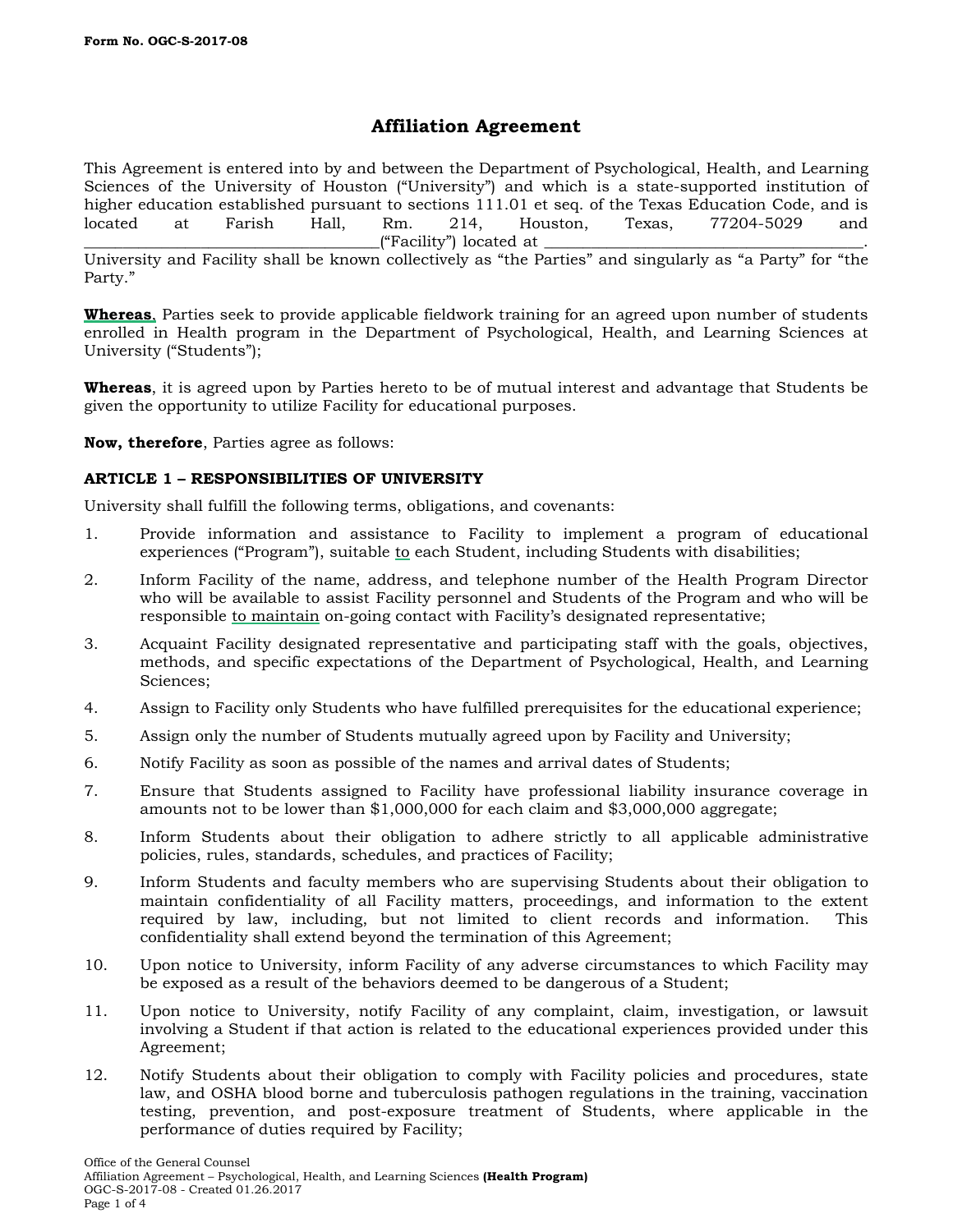**Form No. OGC-S-2017-08**

# Affiliation Agreement

This Agreement is entered into by and between the Department of Psychological, Health, and Learning Sciences of the University of Houston ("University") and which is a state-supported institution of higher education established pursuant to sections 111.01 et seq. of the Texas Education Code, and is located at Farish Hall, Rm. 214, Houston, Texas, 77204-5029 and ____________________________________("Facility") located at ________________________________________. University and Facility shall be known collectively as "the Parties" and singularly as "a Party" for "the Party."

**Whereas**, Parties seek to provide applicable fieldwork training for an agreed upon number of students enrolled in Health program in the Department of Psychological, Health, and Learning Sciences at University ("Students");

**Whereas**, it is agreed upon by Parties hereto to be of mutual interest and advantage that Students be given the opportunity to utilize Facility for educational purposes.

**Now, therefore**, Parties agree as follows:

## ARTICLE 1 – RESPONSIBILITIES OF UNIVERSITY

University shall fulfill the following terms, obligations, and covenants:

1. Provide information and assistance to Facility to implement a program of educational experiences ("Program"), suitable to each Student, including Students with disabilities;
2. Inform Facility of the name, address, and telephone number of the Health Program Director who will be available to assist Facility personnel and Students of the Program and who will be responsible to maintain on-going contact with Facility's designated representative;
3. Acquaint Facility designated representative and participating staff with the goals, objectives, methods, and specific expectations of the Department of Psychological, Health, and Learning Sciences;
4. Assign to Facility only Students who have fulfilled prerequisites for the educational experience;
5. Assign only the number of Students mutually agreed upon by Facility and University;
6. Notify Facility as soon as possible of the names and arrival dates of Students;
7. Ensure that Students assigned to Facility have professional liability insurance coverage in amounts not to be lower than $1,000,000 for each claim and $3,000,000 aggregate;
8. Inform Students about their obligation to adhere strictly to all applicable administrative policies, rules, standards, schedules, and practices of Facility;
9. Inform Students and faculty members who are supervising Students about their obligation to maintain confidentiality of all Facility matters, proceedings, and information to the extent required by law, including, but not limited to client records and information. This confidentiality shall extend beyond the termination of this Agreement;
10. Upon notice to University, inform Facility of any adverse circumstances to which Facility may be exposed as a result of the behaviors deemed to be dangerous of a Student;
11. Upon notice to University, notify Facility of any complaint, claim, investigation, or lawsuit involving a Student if that action is related to the educational experiences provided under this Agreement;
12. Notify Students about their obligation to comply with Facility policies and procedures, state law, and OSHA blood borne and tuberculosis pathogen regulations in the training, vaccination testing, prevention, and post-exposure treatment of Students, where applicable in the performance of duties required by Facility;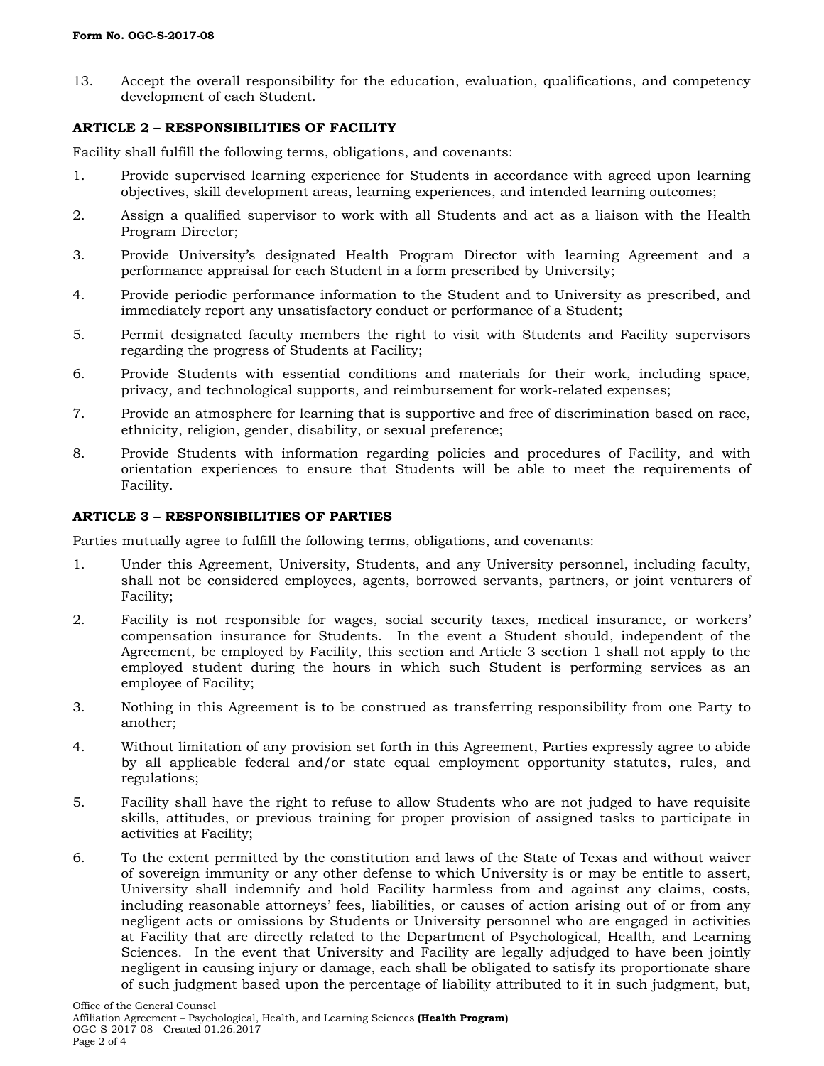13. Accept the overall responsibility for the education, evaluation, qualifications, and competency development of each Student.

**ARTICLE 2 – RESPONSIBILITIES OF FACILITY**

Facility shall fulfill the following terms, obligations, and covenants:

1. Provide supervised learning experience for Students in accordance with agreed upon learning objectives, skill development areas, learning experiences, and intended learning outcomes;
2. Assign a qualified supervisor to work with all Students and act as a liaison with the Health Program Director;
3. Provide University's designated Health Program Director with learning Agreement and a performance appraisal for each Student in a form prescribed by University;
4. Provide periodic performance information to the Student and to University as prescribed, and immediately report any unsatisfactory conduct or performance of a Student;
5. Permit designated faculty members the right to visit with Students and Facility supervisors regarding the progress of Students at Facility;
6. Provide Students with essential conditions and materials for their work, including space, privacy, and technological supports, and reimbursement for work-related expenses;
7. Provide an atmosphere for learning that is supportive and free of discrimination based on race, ethnicity, religion, gender, disability, or sexual preference;
8. Provide Students with information regarding policies and procedures of Facility, and with orientation experiences to ensure that Students will be able to meet the requirements of Facility.

**ARTICLE 3 – RESPONSIBILITIES OF PARTIES**

Parties mutually agree to fulfill the following terms, obligations, and covenants:

1. Under this Agreement, University, Students, and any University personnel, including faculty, shall not be considered employees, agents, borrowed servants, partners, or joint venturers of Facility;
2. Facility is not responsible for wages, social security taxes, medical insurance, or workers' compensation insurance for Students. In the event a Student should, independent of the Agreement, be employed by Facility, this section and Article 3 section 1 shall not apply to the employed student during the hours in which such Student is performing services as an employee of Facility;
3. Nothing in this Agreement is to be construed as transferring responsibility from one Party to another;
4. Without limitation of any provision set forth in this Agreement, Parties expressly agree to abide by all applicable federal and/or state equal employment opportunity statutes, rules, and regulations;
5. Facility shall have the right to refuse to allow Students who are not judged to have requisite skills, attitudes, or previous training for proper provision of assigned tasks to participate in activities at Facility;
6. To the extent permitted by the constitution and laws of the State of Texas and without waiver of sovereign immunity or any other defense to which University is or may be entitle to assert, University shall indemnify and hold Facility harmless from and against any claims, costs, including reasonable attorneys' fees, liabilities, or causes of action arising out of or from any negligent acts or omissions by Students or University personnel who are engaged in activities at Facility that are directly related to the Department of Psychological, Health, and Learning Sciences. In the event that University and Facility are legally adjudged to have been jointly negligent in causing injury or damage, each shall be obligated to satisfy its proportionate share of such judgment based upon the percentage of liability attributed to it in such judgment, but,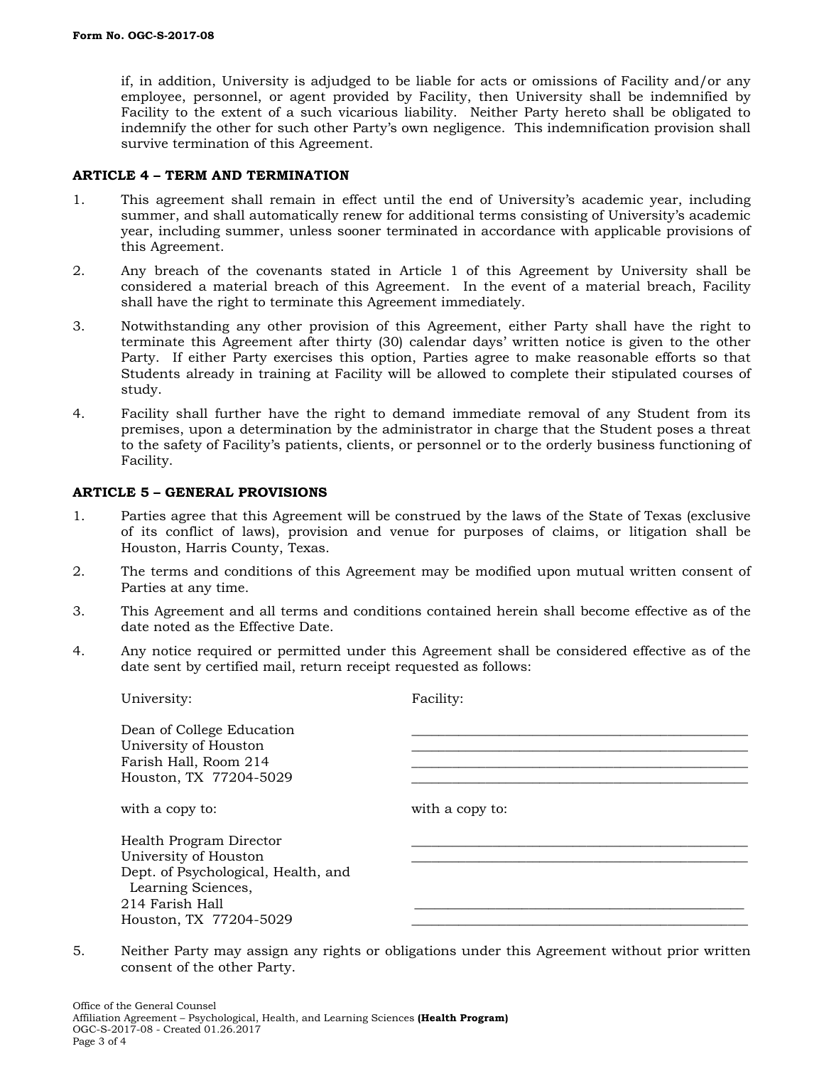if, in addition, University is adjudged to be liable for acts or omissions of Facility and/or any employee, personnel, or agent provided by Facility, then University shall be indemnified by Facility to the extent of a such vicarious liability. Neither Party hereto shall be obligated to indemnify the other for such other Party's own negligence. This indemnification provision shall survive termination of this Agreement.

**ARTICLE 4 – TERM AND TERMINATION**

1. This agreement shall remain in effect until the end of University's academic year, including summer, and shall automatically renew for additional terms consisting of University's academic year, including summer, unless sooner terminated in accordance with applicable provisions of this Agreement.
2. Any breach of the covenants stated in Article 1 of this Agreement by University shall be considered a material breach of this Agreement. In the event of a material breach, Facility shall have the right to terminate this Agreement immediately.
3. Notwithstanding any other provision of this Agreement, either Party shall have the right to terminate this Agreement after thirty (30) calendar days' written notice is given to the other Party. If either Party exercises this option, Parties agree to make reasonable efforts so that Students already in training at Facility will be allowed to complete their stipulated courses of study.
4. Facility shall further have the right to demand immediate removal of any Student from its premises, upon a determination by the administrator in charge that the Student poses a threat to the safety of Facility's patients, clients, or personnel or to the orderly business functioning of Facility.

**ARTICLE 5 – GENERAL PROVISIONS**

1. Parties agree that this Agreement will be construed by the laws of the State of Texas (exclusive of its conflict of laws), provision and venue for purposes of claims, or litigation shall be Houston, Harris County, Texas.
2. The terms and conditions of this Agreement may be modified upon mutual written consent of Parties at any time.
3. This Agreement and all terms and conditions contained herein shall become effective as of the date noted as the Effective Date.
4. Any notice required or permitted under this Agreement shall be considered effective as of the date sent by certified mail, return receipt requested as follows:

| University: | Facility: |
|---|---|
| Dean of College Education<br>University of Houston<br>Farish Hall, Room 214<br>Houston, TX 77204-5029 | \_\_\_\_\_\_\_\_\_\_\_\_\_\_\_\_\_\_\_\_\_\_\_\_\_\_\_\_\_\_\_\_\_\_\_\_\_\_\_\_<br>\_\_\_\_\_\_\_\_\_\_\_\_\_\_\_\_\_\_\_\_\_\_\_\_\_\_\_\_\_\_\_\_\_\_\_\_\_\_\_\_<br>\_\_\_\_\_\_\_\_\_\_\_\_\_\_\_\_\_\_\_\_\_\_\_\_\_\_\_\_\_\_\_\_\_\_\_\_\_\_\_\_<br>\_\_\_\_\_\_\_\_\_\_\_\_\_\_\_\_\_\_\_\_\_\_\_\_\_\_\_\_\_\_\_\_\_\_\_\_\_\_\_\_ |
| with a copy to: | with a copy to: |
| Health Program Director<br>University of Houston<br>Dept. of Psychological, Health, and Learning Sciences,<br>214 Farish Hall<br>Houston, TX 77204-5029 | \_\_\_\_\_\_\_\_\_\_\_\_\_\_\_\_\_\_\_\_\_\_\_\_\_\_\_\_\_\_\_\_\_\_\_\_\_\_\_\_<br>\_\_\_\_\_\_\_\_\_\_\_\_\_\_\_\_\_\_\_\_\_\_\_\_\_\_\_\_\_\_\_\_\_\_\_\_\_\_\_\_<br>\_\_\_\_\_\_\_\_\_\_\_\_\_\_\_\_\_\_\_\_\_\_\_\_\_\_\_\_\_\_\_\_\_\_\_\_\_\_\_\_<br>\_\_\_\_\_\_\_\_\_\_\_\_\_\_\_\_\_\_\_\_\_\_\_\_\_\_\_\_\_\_\_\_\_\_\_\_\_\_\_\_ |

5. Neither Party may assign any rights or obligations under this Agreement without prior written consent of the other Party.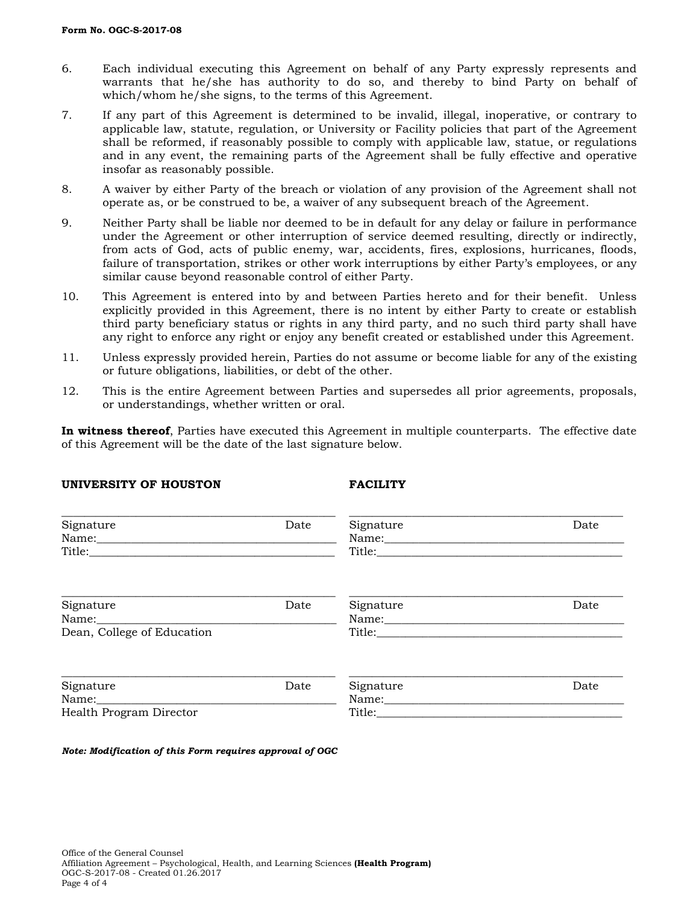6. Each individual executing this Agreement on behalf of any Party expressly represents and warrants that he/she has authority to do so, and thereby to bind Party on behalf of which/whom he/she signs, to the terms of this Agreement.
7. If any part of this Agreement is determined to be invalid, illegal, inoperative, or contrary to applicable law, statute, regulation, or University or Facility policies that part of the Agreement shall be reformed, if reasonably possible to comply with applicable law, statue, or regulations and in any event, the remaining parts of the Agreement shall be fully effective and operative insofar as reasonably possible.
8. A waiver by either Party of the breach or violation of any provision of the Agreement shall not operate as, or be construed to be, a waiver of any subsequent breach of the Agreement.
9. Neither Party shall be liable nor deemed to be in default for any delay or failure in performance under the Agreement or other interruption of service deemed resulting, directly or indirectly, from acts of God, acts of public enemy, war, accidents, fires, explosions, hurricanes, floods, failure of transportation, strikes or other work interruptions by either Party's employees, or any similar cause beyond reasonable control of either Party.
10. This Agreement is entered into by and between Parties hereto and for their benefit. Unless explicitly provided in this Agreement, there is no intent by either Party to create or establish third party beneficiary status or rights in any third party, and no such third party shall have any right to enforce any right or enjoy any benefit created or established under this Agreement.
11. Unless expressly provided herein, Parties do not assume or become liable for any of the existing or future obligations, liabilities, or debt of the other.
12. This is the entire Agreement between Parties and supersedes all prior agreements, proposals, or understandings, whether written or oral.

**In witness thereof**, Parties have executed this Agreement in multiple counterparts. The effective date of this Agreement will be the date of the last signature below.

**UNIVERSITY OF HOUSTON**

_____________________________________________
Signature Date
Name:_________________________________________
Title:__________________________________________

_____________________________________________
Signature Date
Name:_________________________________________
Dean, College of Education

_____________________________________________
Signature Date
Name:_________________________________________
Health Program Director

**FACILITY**

_____________________________________________
Signature Date
Name:_________________________________________
Title:__________________________________________

_____________________________________________
Signature Date
Name:_________________________________________
Title:__________________________________________

_____________________________________________
Signature Date
Name:_________________________________________
Title:__________________________________________

***Note: Modification of this Form requires approval of OGC***